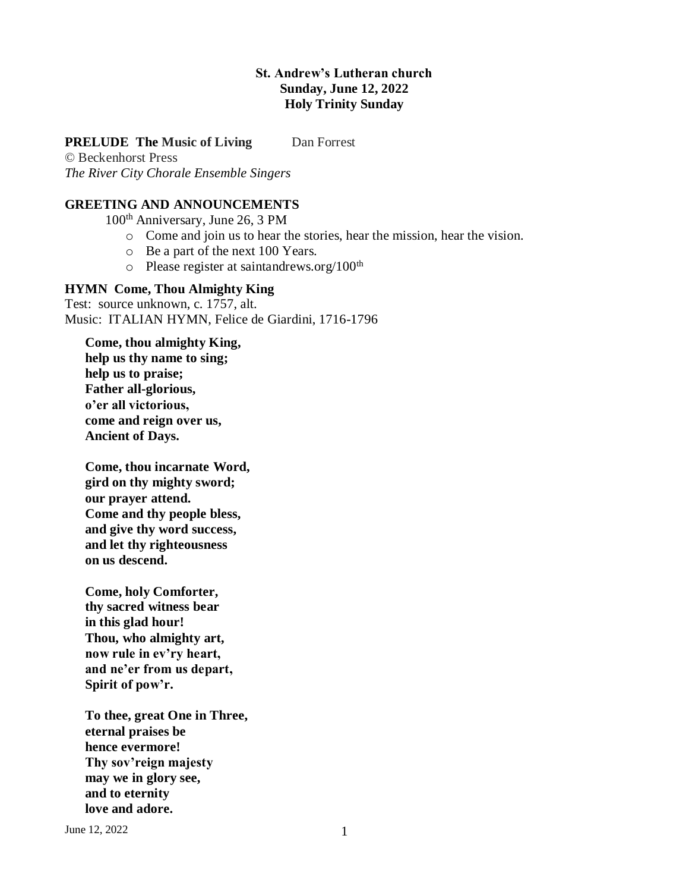**St. Andrew's Lutheran church**
**Sunday, June 12, 2022**
**Holy Trinity Sunday**

**PRELUDE The Music of Living** Dan Forrest
© Beckenhorst Press
*The River City Chorale Ensemble Singers*

**GREETING AND ANNOUNCEMENTS**

100th Anniversary, June 26, 3 PM

- Come and join us to hear the stories, hear the mission, hear the vision.
- Be a part of the next 100 Years.
- Please register at saintandrews.org/100th

**HYMN Come, Thou Almighty King**
Test: source unknown, c. 1757, alt.
Music: ITALIAN HYMN, Felice de Giardini, 1716-1796

**Come, thou almighty King,**
**help us thy name to sing;**
**help us to praise;**
**Father all-glorious,**
**o'er all victorious,**
**come and reign over us,**
**Ancient of Days.**

**Come, thou incarnate Word,**
**gird on thy mighty sword;**
**our prayer attend.**
**Come and thy people bless,**
**and give thy word success,**
**and let thy righteousness**
**on us descend.**

**Come, holy Comforter,**
**thy sacred witness bear**
**in this glad hour!**
**Thou, who almighty art,**
**now rule in ev'ry heart,**
**and ne'er from us depart,**
**Spirit of pow'r.**

**To thee, great One in Three,**
**eternal praises be**
**hence evermore!**
**Thy sov'reign majesty**
**may we in glory see,**
**and to eternity**
**love and adore.**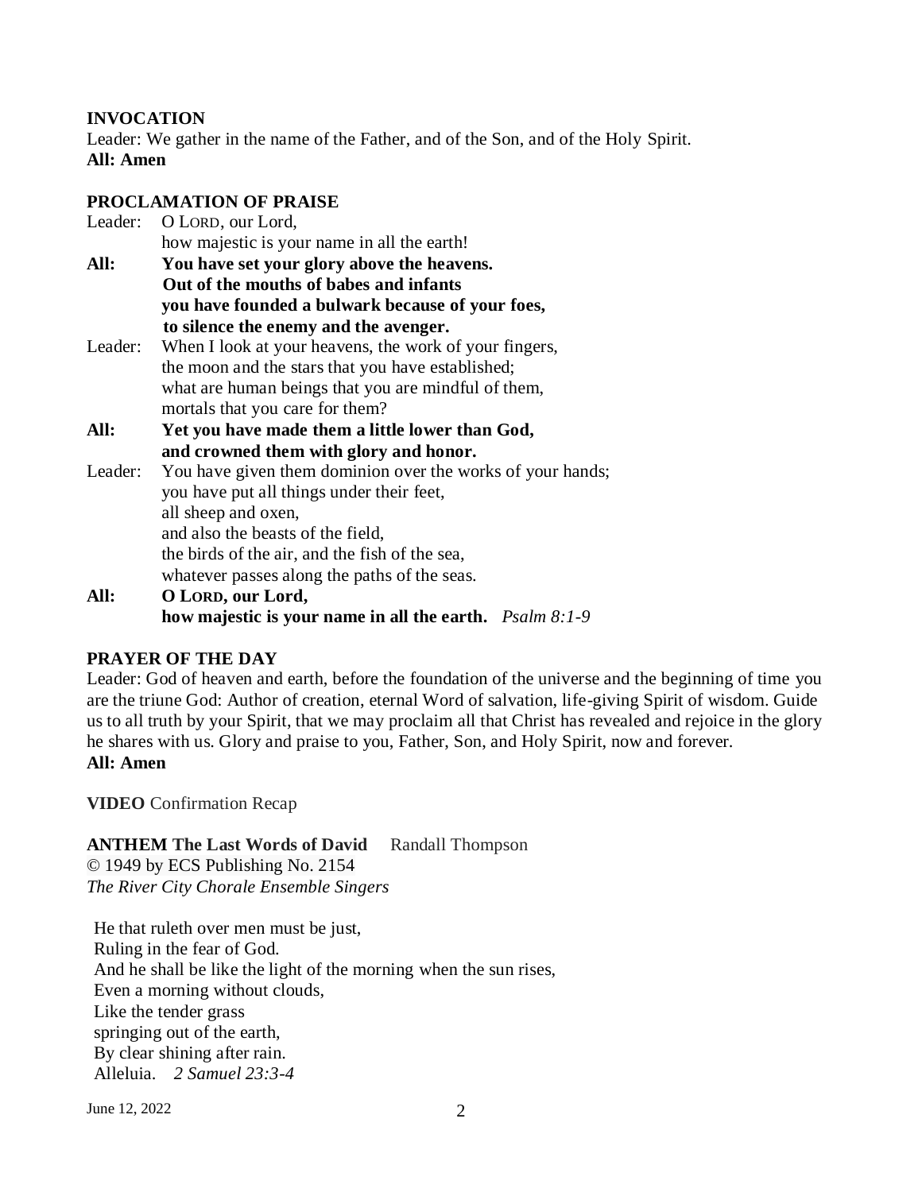**INVOCATION**

Leader: We gather in the name of the Father, and of the Son, and of the Holy Spirit.
**All: Amen**

**PROCLAMATION OF PRAISE**

Leader: O LORD, our Lord,
how majestic is your name in all the earth!

**All: You have set your glory above the heavens.**
**Out of the mouths of babes and infants**
**you have founded a bulwark because of your foes,**
**to silence the enemy and the avenger.**

Leader: When I look at your heavens, the work of your fingers,
the moon and the stars that you have established;
what are human beings that you are mindful of them,
mortals that you care for them?

**All: Yet you have made them a little lower than God,**
**and crowned them with glory and honor.**

Leader: You have given them dominion over the works of your hands;
you have put all things under their feet,
all sheep and oxen,
and also the beasts of the field,
the birds of the air, and the fish of the sea,
whatever passes along the paths of the seas.

**All: O LORD, our Lord,**
**how majestic is your name in all the earth.** *Psalm 8:1-9*

**PRAYER OF THE DAY**

Leader: God of heaven and earth, before the foundation of the universe and the beginning of time you are the triune God: Author of creation, eternal Word of salvation, life-giving Spirit of wisdom. Guide us to all truth by your Spirit, that we may proclaim all that Christ has revealed and rejoice in the glory he shares with us. Glory and praise to you, Father, Son, and Holy Spirit, now and forever.
**All: Amen**

**VIDEO** Confirmation Recap

**ANTHEM The Last Words of David** Randall Thompson
© 1949 by ECS Publishing No. 2154
*The River City Chorale Ensemble Singers*

He that ruleth over men must be just,
Ruling in the fear of God.
And he shall be like the light of the morning when the sun rises,
Even a morning without clouds,
Like the tender grass
springing out of the earth,
By clear shining after rain.
Alleluia. *2 Samuel 23:3-4*

June 12, 2022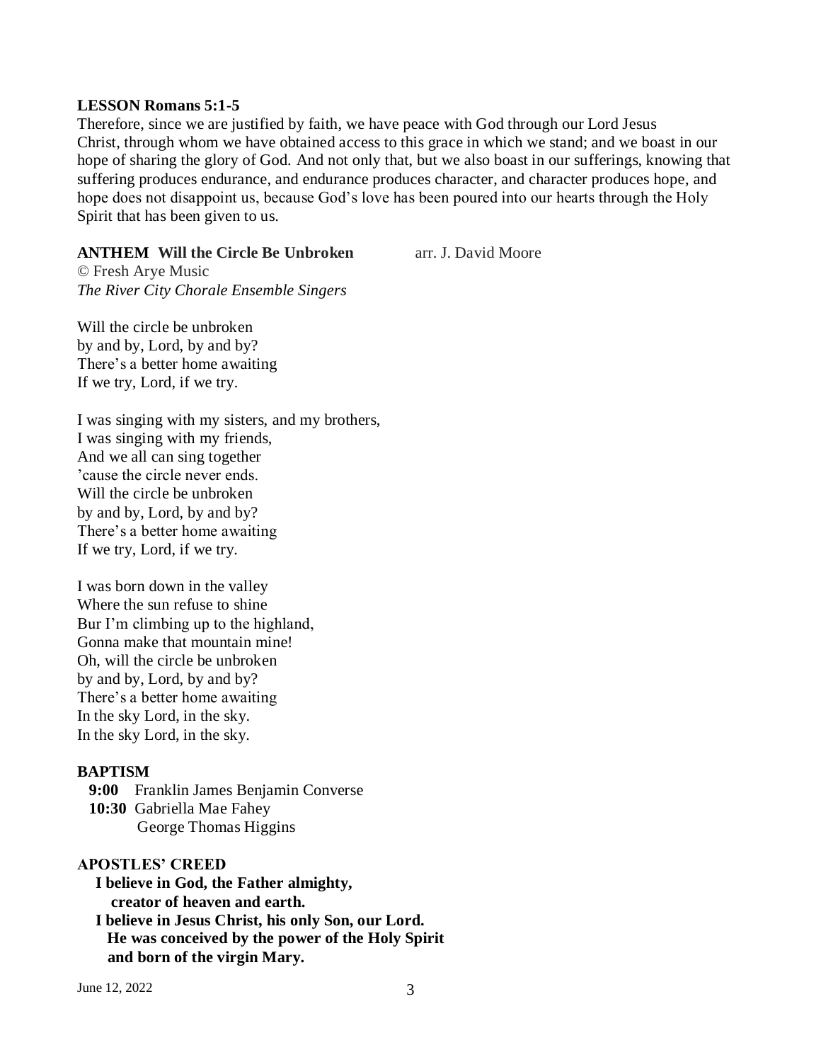**LESSON Romans 5:1-5**

Therefore, since we are justified by faith, we have peace with God through our Lord Jesus Christ, through whom we have obtained access to this grace in which we stand; and we boast in our hope of sharing the glory of God. And not only that, but we also boast in our sufferings, knowing that suffering produces endurance, and endurance produces character, and character produces hope, and hope does not disappoint us, because God's love has been poured into our hearts through the Holy Spirit that has been given to us.

**ANTHEM Will the Circle Be Unbroken** arr. J. David Moore
© Fresh Arye Music
*The River City Chorale Ensemble Singers*

Will the circle be unbroken
by and by, Lord, by and by?
There's a better home awaiting
If we try, Lord, if we try.

I was singing with my sisters, and my brothers,
I was singing with my friends,
And we all can sing together
'cause the circle never ends.
Will the circle be unbroken
by and by, Lord, by and by?
There's a better home awaiting
If we try, Lord, if we try.

I was born down in the valley
Where the sun refuse to shine
Bur I'm climbing up to the highland,
Gonna make that mountain mine!
Oh, will the circle be unbroken
by and by, Lord, by and by?
There's a better home awaiting
In the sky Lord, in the sky.
In the sky Lord, in the sky.

**BAPTISM**

**9:00** Franklin James Benjamin Converse
**10:30** Gabriella Mae Fahey
George Thomas Higgins

**APOSTLES' CREED**

**I believe in God, the Father almighty,**
**creator of heaven and earth.**
**I believe in Jesus Christ, his only Son, our Lord.**
**He was conceived by the power of the Holy Spirit**
**and born of the virgin Mary.**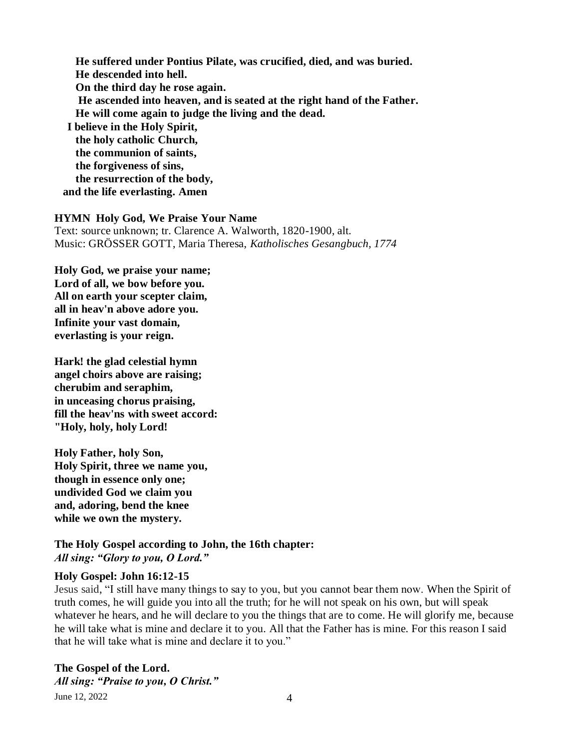**He suffered under Pontius Pilate, was crucified, died, and was buried.**
**He descended into hell.**
**On the third day he rose again.**
**He ascended into heaven, and is seated at the right hand of the Father.**
**He will come again to judge the living and the dead.**
**I believe in the Holy Spirit,**
**the holy catholic Church,**
**the communion of saints,**
**the forgiveness of sins,**
**the resurrection of the body,**
**and the life everlasting. Amen**

**HYMN Holy God, We Praise Your Name**
Text: source unknown; tr. Clarence A. Walworth, 1820-1900, alt.
Music: GRÖSSER GOTT, Maria Theresa, *Katholisches Gesangbuch, 1774*

**Holy God, we praise your name;**
**Lord of all, we bow before you.**
**All on earth your scepter claim,**
**all in heav'n above adore you.**
**Infinite your vast domain,**
**everlasting is your reign.**

**Hark! the glad celestial hymn**
**angel choirs above are raising;**
**cherubim and seraphim,**
**in unceasing chorus praising,**
**fill the heav'ns with sweet accord:**
**"Holy, holy, holy Lord!**

**Holy Father, holy Son,**
**Holy Spirit, three we name you,**
**though in essence only one;**
**undivided God we claim you**
**and, adoring, bend the knee**
**while we own the mystery.**

**The Holy Gospel according to John, the 16th chapter:**
***All sing: "Glory to you, O Lord."***

**Holy Gospel: John 16:12-15**
Jesus said, "I still have many things to say to you, but you cannot bear them now. When the Spirit of truth comes, he will guide you into all the truth; for he will not speak on his own, but will speak whatever he hears, and he will declare to you the things that are to come. He will glorify me, because he will take what is mine and declare it to you. All that the Father has is mine. For this reason I said that he will take what is mine and declare it to you."

**The Gospel of the Lord.**
***All sing: "Praise to you, O Christ."***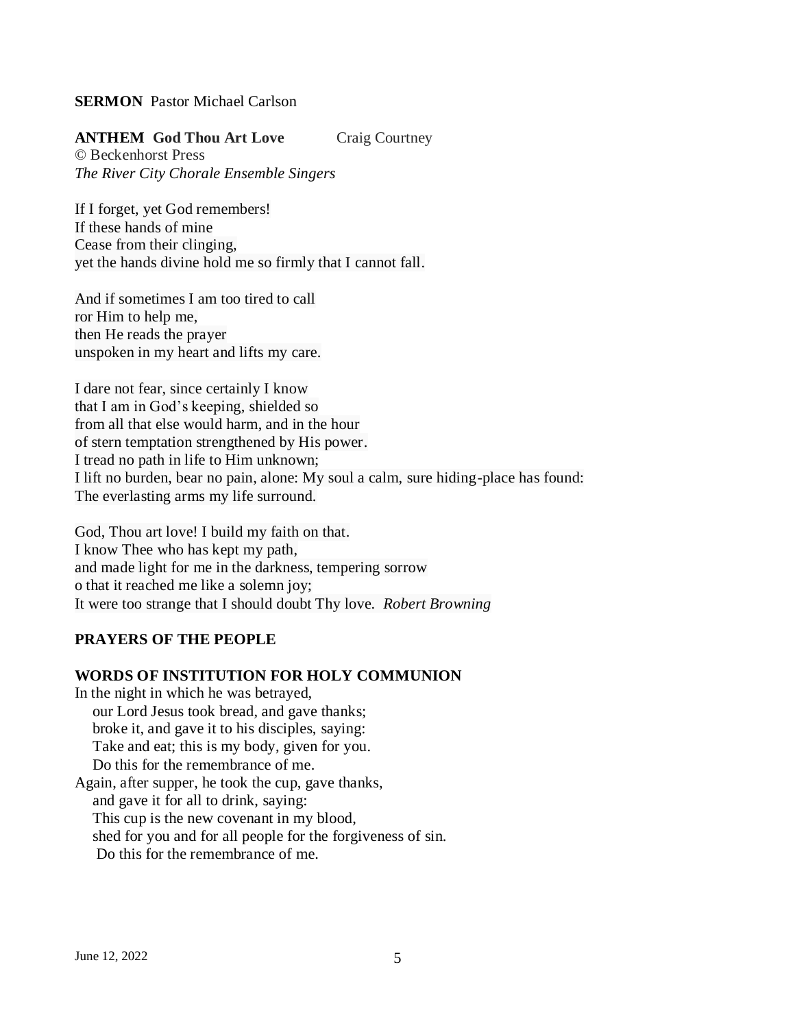**SERMON** Pastor Michael Carlson

**ANTHEM God Thou Art Love** Craig Courtney
© Beckenhorst Press
*The River City Chorale Ensemble Singers*

If I forget, yet God remembers!
If these hands of mine
Cease from their clinging,
yet the hands divine hold me so firmly that I cannot fall.

And if sometimes I am too tired to call
ror Him to help me,
then He reads the prayer
unspoken in my heart and lifts my care.

I dare not fear, since certainly I know
that I am in God's keeping, shielded so
from all that else would harm, and in the hour
of stern temptation strengthened by His power.
I tread no path in life to Him unknown;
I lift no burden, bear no pain, alone: My soul a calm, sure hiding-place has found:
The everlasting arms my life surround.

God, Thou art love! I build my faith on that.
I know Thee who has kept my path,
and made light for me in the darkness, tempering sorrow
o that it reached me like a solemn joy;
It were too strange that I should doubt Thy love. *Robert Browning*

**PRAYERS OF THE PEOPLE**

**WORDS OF INSTITUTION FOR HOLY COMMUNION**

In the night in which he was betrayed,
our Lord Jesus took bread, and gave thanks;
broke it, and gave it to his disciples, saying:
Take and eat; this is my body, given for you.
Do this for the remembrance of me.
Again, after supper, he took the cup, gave thanks,
and gave it for all to drink, saying:
This cup is the new covenant in my blood,
shed for you and for all people for the forgiveness of sin.
Do this for the remembrance of me.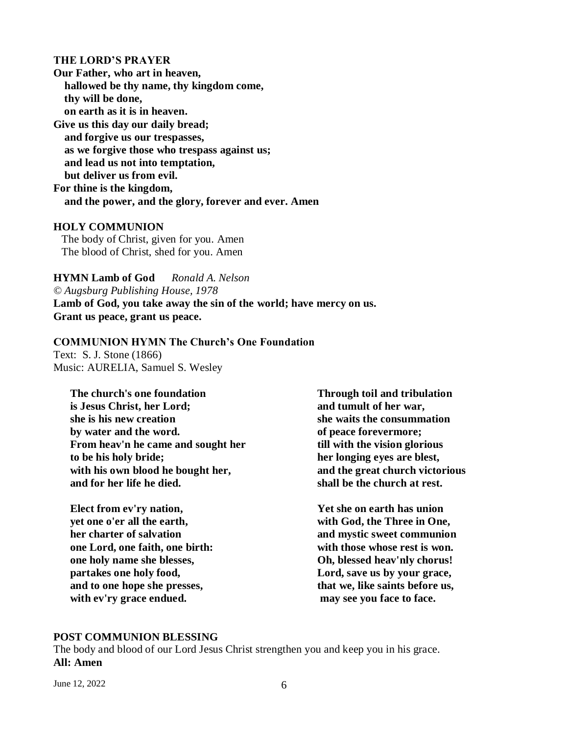**THE LORD'S PRAYER**

**Our Father, who art in heaven,**
**hallowed be thy name, thy kingdom come,**
**thy will be done,**
**on earth as it is in heaven.**
**Give us this day our daily bread;**
**and forgive us our trespasses,**
**as we forgive those who trespass against us;**
**and lead us not into temptation,**
**but deliver us from evil.**
**For thine is the kingdom,**
**and the power, and the glory, forever and ever. Amen**

**HOLY COMMUNION**

The body of Christ, given for you. Amen
The blood of Christ, shed for you. Amen

**HYMN Lamb of God** *Ronald A. Nelson*
*© Augsburg Publishing House, 1978*

**Lamb of God, you take away the sin of the world; have mercy on us.**
**Grant us peace, grant us peace.**

**COMMUNION HYMN The Church's One Foundation**

Text: S. J. Stone (1866)
Music: AURELIA, Samuel S. Wesley

**The church's one foundation**
**is Jesus Christ, her Lord;**
**she is his new creation**
**by water and the word.**
**From heav'n he came and sought her**
**to be his holy bride;**
**with his own blood he bought her,**
**and for her life he died.**

**Elect from ev'ry nation,**
**yet one o'er all the earth,**
**her charter of salvation**
**one Lord, one faith, one birth:**
**one holy name she blesses,**
**partakes one holy food,**
**and to one hope she presses,**
**with ev'ry grace endued.**

**Through toil and tribulation**
**and tumult of her war,**
**she waits the consummation**
**of peace forevermore;**
**till with the vision glorious**
**her longing eyes are blest,**
**and the great church victorious**
**shall be the church at rest.**

**Yet she on earth has union**
**with God, the Three in One,**
**and mystic sweet communion**
**with those whose rest is won.**
**Oh, blessed heav'nly chorus!**
**Lord, save us by your grace,**
**that we, like saints before us,**
**may see you face to face.**

**POST COMMUNION BLESSING**

The body and blood of our Lord Jesus Christ strengthen you and keep you in his grace.
**All: Amen**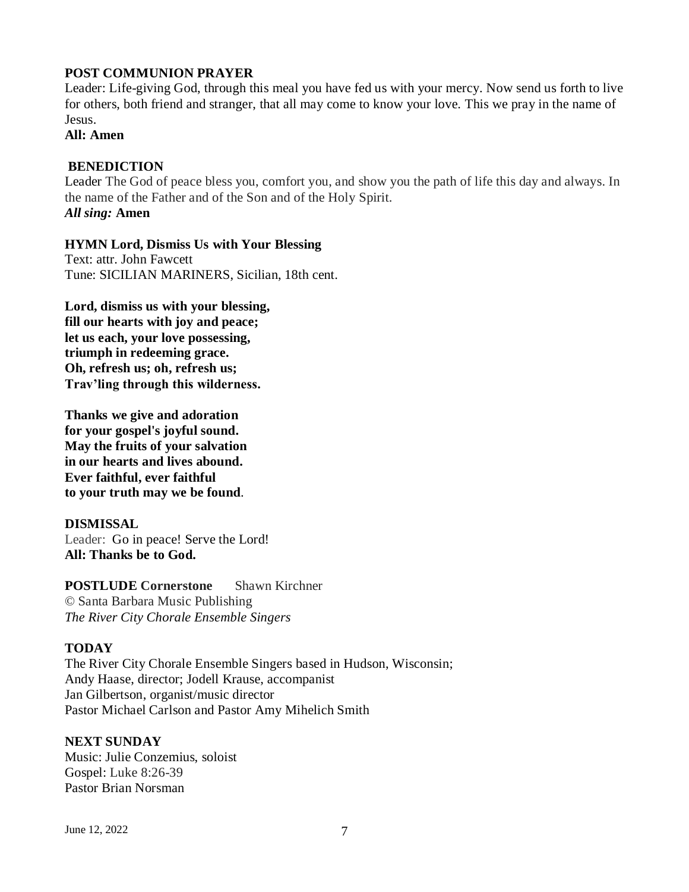**POST COMMUNION PRAYER**

Leader: Life-giving God, through this meal you have fed us with your mercy. Now send us forth to live for others, both friend and stranger, that all may come to know your love. This we pray in the name of Jesus.

**All: Amen**

**BENEDICTION**

Leader The God of peace bless you, comfort you, and show you the path of life this day and always. In the name of the Father and of the Son and of the Holy Spirit.

***All sing:* Amen**

**HYMN Lord, Dismiss Us with Your Blessing**

Text: attr. John Fawcett
Tune: SICILIAN MARINERS, Sicilian, 18th cent.

**Lord, dismiss us with your blessing,**
**fill our hearts with joy and peace;**
**let us each, your love possessing,**
**triumph in redeeming grace.**
**Oh, refresh us; oh, refresh us;**
**Trav'ling through this wilderness.**

**Thanks we give and adoration**
**for your gospel's joyful sound.**
**May the fruits of your salvation**
**in our hearts and lives abound.**
**Ever faithful, ever faithful**
**to your truth may we be found.**

**DISMISSAL**

Leader: Go in peace! Serve the Lord!

**All: Thanks be to God.**

**POSTLUDE Cornerstone** Shawn Kirchner
© Santa Barbara Music Publishing
*The River City Chorale Ensemble Singers*

**TODAY**

The River City Chorale Ensemble Singers based in Hudson, Wisconsin;
Andy Haase, director; Jodell Krause, accompanist
Jan Gilbertson, organist/music director
Pastor Michael Carlson and Pastor Amy Mihelich Smith

**NEXT SUNDAY**

Music: Julie Conzemius, soloist
Gospel: Luke 8:26-39
Pastor Brian Norsman